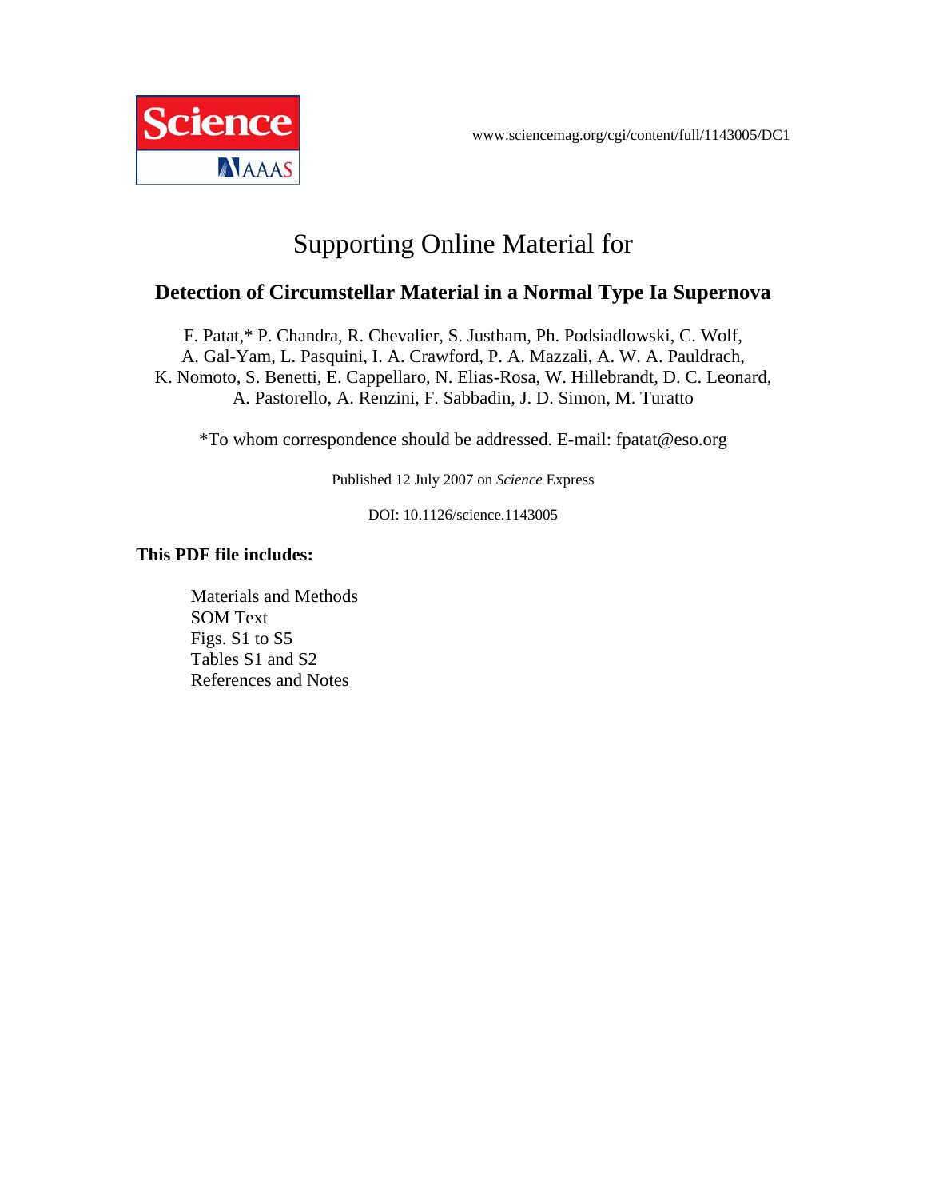Science AAAS

www.sciencemag.org/cgi/content/full/1143005/DC1

# Supporting Online Material for

## Detection of Circumstellar Material in a Normal Type Ia Supernova

F. Patat,* P. Chandra, R. Chevalier, S. Justham, Ph. Podsiadlowski, C. Wolf, A. Gal-Yam, L. Pasquini, I. A. Crawford, P. A. Mazzali, A. W. A. Pauldrach, K. Nomoto, S. Benetti, E. Cappellaro, N. Elias-Rosa, W. Hillebrandt, D. C. Leonard, A. Pastorello, A. Renzini, F. Sabbadin, J. D. Simon, M. Turatto

*To whom correspondence should be addressed. E-mail: fpatat@eso.org

Published 12 July 2007 on *Science* Express

DOI: 10.1126/science.1143005

**This PDF file includes:**

- Materials and Methods
- SOM Text
- Figs. S1 to S5
- Tables S1 and S2
- References and Notes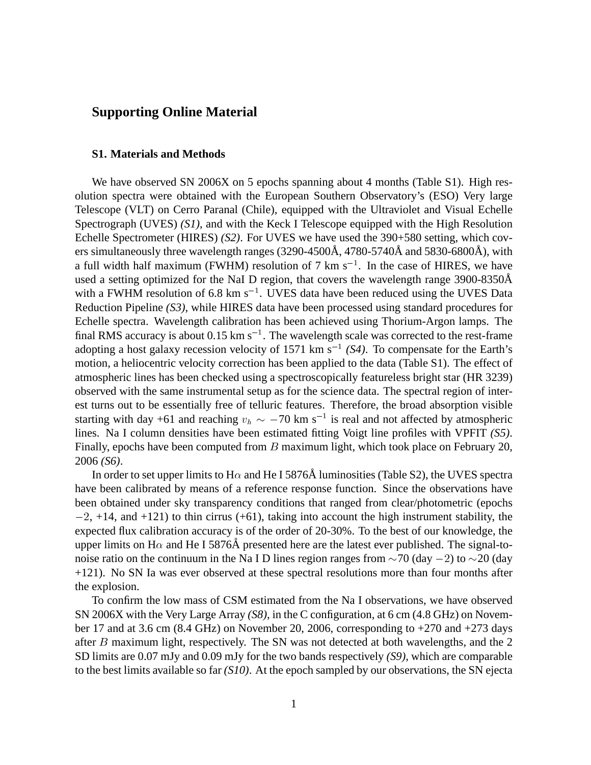# Supporting Online Material

## S1. Materials and Methods

We have observed SN 2006X on 5 epochs spanning about 4 months (Table S1). High resolution spectra were obtained with the European Southern Observatory's (ESO) Very large Telescope (VLT) on Cerro Paranal (Chile), equipped with the Ultraviolet and Visual Echelle Spectrograph (UVES) *(S1)*, and with the Keck I Telescope equipped with the High Resolution Echelle Spectrometer (HIRES) *(S2)*. For UVES we have used the 390+580 setting, which covers simultaneously three wavelength ranges (3290-4500Å, 4780-5740Å and 5830-6800Å), with a full width half maximum (FWHM) resolution of 7 km s$^{-1}$. In the case of HIRES, we have used a setting optimized for the NaI D region, that covers the wavelength range 3900-8350Å with a FWHM resolution of 6.8 km s$^{-1}$. UVES data have been reduced using the UVES Data Reduction Pipeline *(S3)*, while HIRES data have been processed using standard procedures for Echelle spectra. Wavelength calibration has been achieved using Thorium-Argon lamps. The final RMS accuracy is about 0.15 km s$^{-1}$. The wavelength scale was corrected to the rest-frame adopting a host galaxy recession velocity of 1571 km s$^{-1}$ *(S4)*. To compensate for the Earth's motion, a heliocentric velocity correction has been applied to the data (Table S1). The effect of atmospheric lines has been checked using a spectroscopically featureless bright star (HR 3239) observed with the same instrumental setup as for the science data. The spectral region of interest turns out to be essentially free of telluric features. Therefore, the broad absorption visible starting with day +61 and reaching $v_h \sim -70$ km s$^{-1}$ is real and not affected by atmospheric lines. Na I column densities have been estimated fitting Voigt line profiles with VPFIT *(S5)*. Finally, epochs have been computed from $B$ maximum light, which took place on February 20, 2006 *(S6)*.

In order to set upper limits to H$\alpha$ and He I 5876Å luminosities (Table S2), the UVES spectra have been calibrated by means of a reference response function. Since the observations have been obtained under sky transparency conditions that ranged from clear/photometric (epochs $-2$, +14, and +121) to thin cirrus (+61), taking into account the high instrument stability, the expected flux calibration accuracy is of the order of 20-30%. To the best of our knowledge, the upper limits on H$\alpha$ and He I 5876Å presented here are the latest ever published. The signal-to-noise ratio on the continuum in the Na I D lines region ranges from $\sim$70 (day $-2$) to $\sim$20 (day +121). No SN Ia was ever observed at these spectral resolutions more than four months after the explosion.

To confirm the low mass of CSM estimated from the Na I observations, we have observed SN 2006X with the Very Large Array *(S8)*, in the C configuration, at 6 cm (4.8 GHz) on November 17 and at 3.6 cm (8.4 GHz) on November 20, 2006, corresponding to +270 and +273 days after $B$ maximum light, respectively. The SN was not detected at both wavelengths, and the 2 SD limits are 0.07 mJy and 0.09 mJy for the two bands respectively *(S9)*, which are comparable to the best limits available so far *(S10)*. At the epoch sampled by our observations, the SN ejecta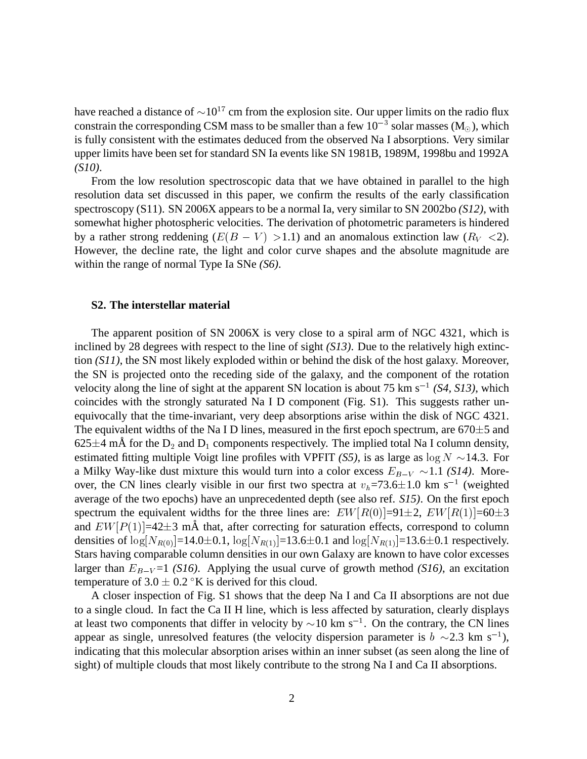have reached a distance of $\sim 10^{17}$ cm from the explosion site. Our upper limits on the radio flux constrain the corresponding CSM mass to be smaller than a few $10^{-3}$ solar masses ($M_\odot$), which is fully consistent with the estimates deduced from the observed Na I absorptions. Very similar upper limits have been set for standard SN Ia events like SN 1981B, 1989M, 1998bu and 1992A *(S10)*.

From the low resolution spectroscopic data that we have obtained in parallel to the high resolution data set discussed in this paper, we confirm the results of the early classification spectroscopy (S11). SN 2006X appears to be a normal Ia, very similar to SN 2002bo *(S12)*, with somewhat higher photospheric velocities. The derivation of photometric parameters is hindered by a rather strong reddening ($E(B-V)$ >1.1) and an anomalous extinction law ($R_V$ <2). However, the decline rate, the light and color curve shapes and the absolute magnitude are within the range of normal Type Ia SNe *(S6)*.

### S2. The interstellar material

The apparent position of SN 2006X is very close to a spiral arm of NGC 4321, which is inclined by 28 degrees with respect to the line of sight *(S13)*. Due to the relatively high extinction *(S11)*, the SN most likely exploded within or behind the disk of the host galaxy. Moreover, the SN is projected onto the receding side of the galaxy, and the component of the rotation velocity along the line of sight at the apparent SN location is about 75 km s$^{-1}$ *(S4, S13)*, which coincides with the strongly saturated Na I D component (Fig. S1). This suggests rather unequivocally that the time-invariant, very deep absorptions arise within the disk of NGC 4321. The equivalent widths of the Na I D lines, measured in the first epoch spectrum, are 670±5 and 625±4 mÅ for the $D_2$ and $D_1$ components respectively. The implied total Na I column density, estimated fitting multiple Voigt line profiles with VPFIT *(S5)*, is as large as $\log N \sim$14.3. For a Milky Way-like dust mixture this would turn into a color excess $E_{B-V} \sim$1.1 *(S14)*. Moreover, the CN lines clearly visible in our first two spectra at $v_h$=73.6±1.0 km s$^{-1}$ (weighted average of the two epochs) have an unprecedented depth (see also ref. *S15)*. On the first epoch spectrum the equivalent widths for the three lines are: $EW[R(0)]$=91±2, $EW[R(1)]$=60±3 and $EW[P(1)]$=42±3 mÅ that, after correcting for saturation effects, correspond to column densities of $\log[N_{R(0)}]$=14.0±0.1, $\log[N_{R(1)}]$=13.6±0.1 and $\log[N_{R(1)}]$=13.6±0.1 respectively. Stars having comparable column densities in our own Galaxy are known to have color excesses larger than $E_{B-V}$=1 *(S16)*. Applying the usual curve of growth method *(S16)*, an excitation temperature of 3.0 ± 0.2 °K is derived for this cloud.

A closer inspection of Fig. S1 shows that the deep Na I and Ca II absorptions are not due to a single cloud. In fact the Ca II H line, which is less affected by saturation, clearly displays at least two components that differ in velocity by $\sim$10 km s$^{-1}$. On the contrary, the CN lines appear as single, unresolved features (the velocity dispersion parameter is $b \sim$2.3 km s$^{-1}$), indicating that this molecular absorption arises within an inner subset (as seen along the line of sight) of multiple clouds that most likely contribute to the strong Na I and Ca II absorptions.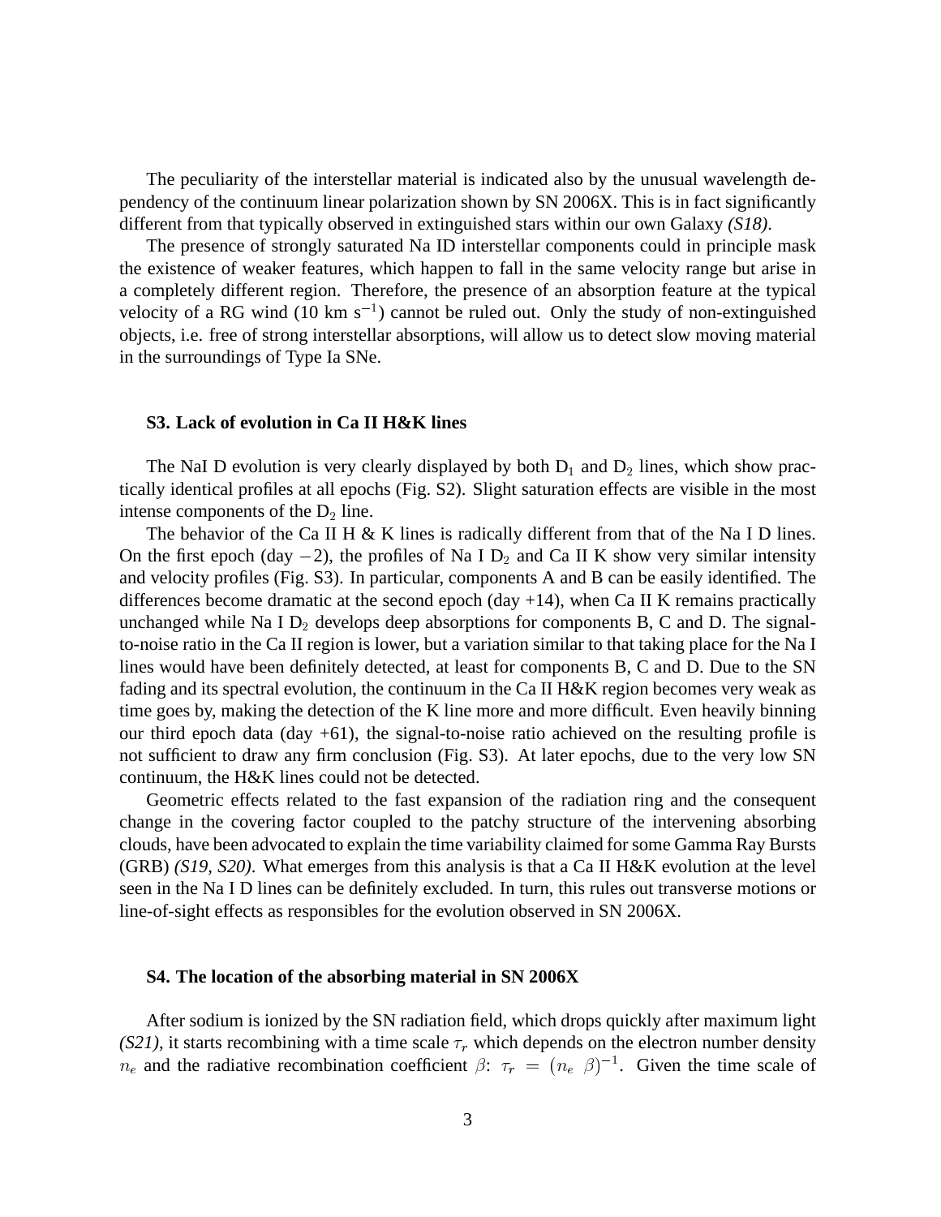The peculiarity of the interstellar material is indicated also by the unusual wavelength dependency of the continuum linear polarization shown by SN 2006X. This is in fact significantly different from that typically observed in extinguished stars within our own Galaxy *(S18)*.

The presence of strongly saturated Na ID interstellar components could in principle mask the existence of weaker features, which happen to fall in the same velocity range but arise in a completely different region. Therefore, the presence of an absorption feature at the typical velocity of a RG wind (10 km s$^{-1}$) cannot be ruled out. Only the study of non-extinguished objects, i.e. free of strong interstellar absorptions, will allow us to detect slow moving material in the surroundings of Type Ia SNe.

### S3. Lack of evolution in Ca II H&K lines

The NaI D evolution is very clearly displayed by both $D_1$ and $D_2$ lines, which show practically identical profiles at all epochs (Fig. S2). Slight saturation effects are visible in the most intense components of the $D_2$ line.

The behavior of the Ca II H & K lines is radically different from that of the Na I D lines. On the first epoch (day $-2$), the profiles of Na I $D_2$ and Ca II K show very similar intensity and velocity profiles (Fig. S3). In particular, components A and B can be easily identified. The differences become dramatic at the second epoch (day +14), when Ca II K remains practically unchanged while Na I $D_2$ develops deep absorptions for components B, C and D. The signal-to-noise ratio in the Ca II region is lower, but a variation similar to that taking place for the Na I lines would have been definitely detected, at least for components B, C and D. Due to the SN fading and its spectral evolution, the continuum in the Ca II H&K region becomes very weak as time goes by, making the detection of the K line more and more difficult. Even heavily binning our third epoch data (day +61), the signal-to-noise ratio achieved on the resulting profile is not sufficient to draw any firm conclusion (Fig. S3). At later epochs, due to the very low SN continuum, the H&K lines could not be detected.

Geometric effects related to the fast expansion of the radiation ring and the consequent change in the covering factor coupled to the patchy structure of the intervening absorbing clouds, have been advocated to explain the time variability claimed for some Gamma Ray Bursts (GRB) *(S19, S20)*. What emerges from this analysis is that a Ca II H&K evolution at the level seen in the Na I D lines can be definitely excluded. In turn, this rules out transverse motions or line-of-sight effects as responsibles for the evolution observed in SN 2006X.

### S4. The location of the absorbing material in SN 2006X

After sodium is ionized by the SN radiation field, which drops quickly after maximum light *(S21)*, it starts recombining with a time scale $\tau_r$ which depends on the electron number density $n_e$ and the radiative recombination coefficient $\beta$: $\tau_r = (n_e\ \beta)^{-1}$. Given the time scale of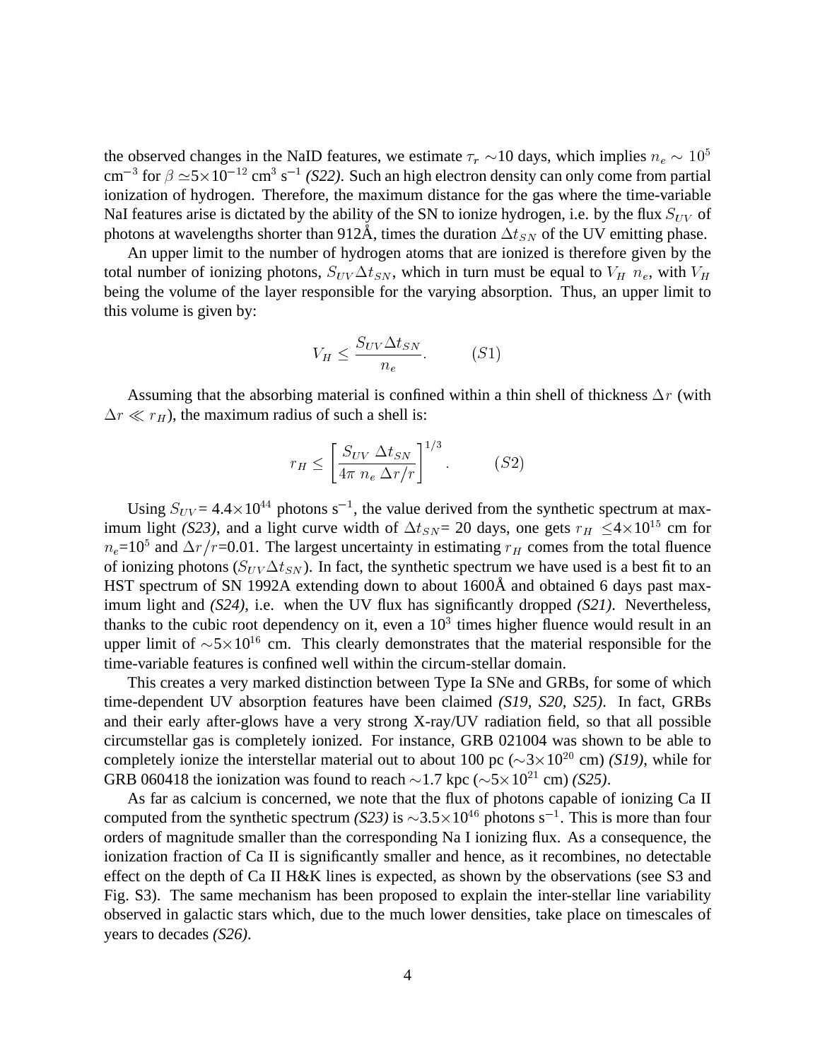the observed changes in the NaID features, we estimate $\tau_r \sim$10 days, which implies $n_e \sim 10^5$ cm$^{-3}$ for $\beta \simeq 5\times10^{-12}$ cm$^3$ s$^{-1}$ *(S22)*. Such an high electron density can only come from partial ionization of hydrogen. Therefore, the maximum distance for the gas where the time-variable NaI features arise is dictated by the ability of the SN to ionize hydrogen, i.e. by the flux $S_{UV}$ of photons at wavelengths shorter than 912Å, times the duration $\Delta t_{SN}$ of the UV emitting phase.

An upper limit to the number of hydrogen atoms that are ionized is therefore given by the total number of ionizing photons, $S_{UV}\Delta t_{SN}$, which in turn must be equal to $V_H \ n_e$, with $V_H$ being the volume of the layer responsible for the varying absorption. Thus, an upper limit to this volume is given by:

$$V_H \leq \frac{S_{UV}\Delta t_{SN}}{n_e}. \qquad (S1)$$

Assuming that the absorbing material is confined within a thin shell of thickness $\Delta r$ (with $\Delta r \ll r_H$), the maximum radius of such a shell is:

$$r_H \leq \left[\frac{S_{UV} \ \Delta t_{SN}}{4\pi \ n_e \ \Delta r/r}\right]^{1/3}. \qquad (S2)$$

Using $S_{UV}$= 4.4$\times10^{44}$ photons s$^{-1}$, the value derived from the synthetic spectrum at maximum light *(S23)*, and a light curve width of $\Delta t_{SN}$= 20 days, one gets $r_H \leq 4\times10^{15}$ cm for $n_e$=$10^5$ and $\Delta r/r$=0.01. The largest uncertainty in estimating $r_H$ comes from the total fluence of ionizing photons ($S_{UV}\Delta t_{SN}$). In fact, the synthetic spectrum we have used is a best fit to an HST spectrum of SN 1992A extending down to about 1600Å and obtained 6 days past maximum light and *(S24)*, i.e. when the UV flux has significantly dropped *(S21)*. Nevertheless, thanks to the cubic root dependency on it, even a $10^3$ times higher fluence would result in an upper limit of $\sim5\times10^{16}$ cm. This clearly demonstrates that the material responsible for the time-variable features is confined well within the circum-stellar domain.

This creates a very marked distinction between Type Ia SNe and GRBs, for some of which time-dependent UV absorption features have been claimed *(S19, S20, S25)*. In fact, GRBs and their early after-glows have a very strong X-ray/UV radiation field, so that all possible circumstellar gas is completely ionized. For instance, GRB 021004 was shown to be able to completely ionize the interstellar material out to about 100 pc ($\sim3\times10^{20}$ cm) *(S19)*, while for GRB 060418 the ionization was found to reach $\sim$1.7 kpc ($\sim5\times10^{21}$ cm) *(S25)*.

As far as calcium is concerned, we note that the flux of photons capable of ionizing Ca II computed from the synthetic spectrum *(S23)* is $\sim3.5\times10^{46}$ photons s$^{-1}$. This is more than four orders of magnitude smaller than the corresponding Na I ionizing flux. As a consequence, the ionization fraction of Ca II is significantly smaller and hence, as it recombines, no detectable effect on the depth of Ca II H&K lines is expected, as shown by the observations (see S3 and Fig. S3). The same mechanism has been proposed to explain the inter-stellar line variability observed in galactic stars which, due to the much lower densities, take place on timescales of years to decades *(S26)*.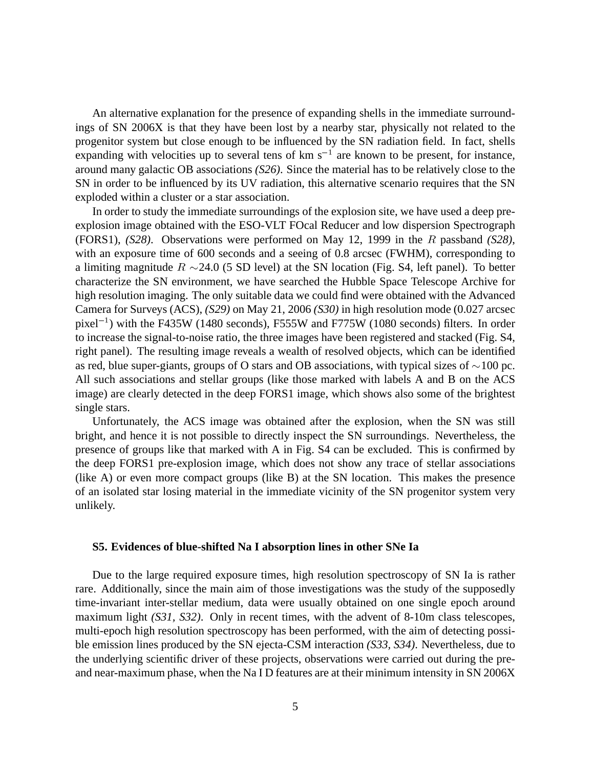An alternative explanation for the presence of expanding shells in the immediate surroundings of SN 2006X is that they have been lost by a nearby star, physically not related to the progenitor system but close enough to be influenced by the SN radiation field. In fact, shells expanding with velocities up to several tens of km s$^{-1}$ are known to be present, for instance, around many galactic OB associations *(S26)*. Since the material has to be relatively close to the SN in order to be influenced by its UV radiation, this alternative scenario requires that the SN exploded within a cluster or a star association.

In order to study the immediate surroundings of the explosion site, we have used a deep pre-explosion image obtained with the ESO-VLT FOcal Reducer and low dispersion Spectrograph (FORS1), *(S28)*. Observations were performed on May 12, 1999 in the $R$ passband *(S28)*, with an exposure time of 600 seconds and a seeing of 0.8 arcsec (FWHM), corresponding to a limiting magnitude $R \sim$24.0 (5 SD level) at the SN location (Fig. S4, left panel). To better characterize the SN environment, we have searched the Hubble Space Telescope Archive for high resolution imaging. The only suitable data we could find were obtained with the Advanced Camera for Surveys (ACS), *(S29)* on May 21, 2006 *(S30)* in high resolution mode (0.027 arcsec pixel$^{-1}$) with the F435W (1480 seconds), F555W and F775W (1080 seconds) filters. In order to increase the signal-to-noise ratio, the three images have been registered and stacked (Fig. S4, right panel). The resulting image reveals a wealth of resolved objects, which can be identified as red, blue super-giants, groups of O stars and OB associations, with typical sizes of $\sim$100 pc. All such associations and stellar groups (like those marked with labels A and B on the ACS image) are clearly detected in the deep FORS1 image, which shows also some of the brightest single stars.

Unfortunately, the ACS image was obtained after the explosion, when the SN was still bright, and hence it is not possible to directly inspect the SN surroundings. Nevertheless, the presence of groups like that marked with A in Fig. S4 can be excluded. This is confirmed by the deep FORS1 pre-explosion image, which does not show any trace of stellar associations (like A) or even more compact groups (like B) at the SN location. This makes the presence of an isolated star losing material in the immediate vicinity of the SN progenitor system very unlikely.

### S5. Evidences of blue-shifted Na I absorption lines in other SNe Ia

Due to the large required exposure times, high resolution spectroscopy of SN Ia is rather rare. Additionally, since the main aim of those investigations was the study of the supposedly time-invariant inter-stellar medium, data were usually obtained on one single epoch around maximum light *(S31, S32)*. Only in recent times, with the advent of 8-10m class telescopes, multi-epoch high resolution spectroscopy has been performed, with the aim of detecting possible emission lines produced by the SN ejecta-CSM interaction *(S33, S34)*. Nevertheless, due to the underlying scientific driver of these projects, observations were carried out during the pre- and near-maximum phase, when the Na I D features are at their minimum intensity in SN 2006X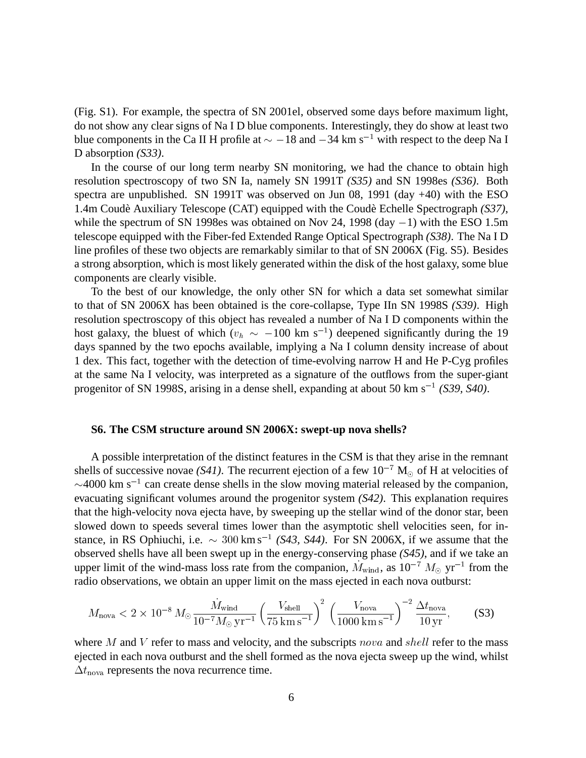(Fig. S1). For example, the spectra of SN 2001el, observed some days before maximum light, do not show any clear signs of Na I D blue components. Interestingly, they do show at least two blue components in the Ca II H profile at $\sim -18$ and $-34$ km s$^{-1}$ with respect to the deep Na I D absorption *(S33)*.

In the course of our long term nearby SN monitoring, we had the chance to obtain high resolution spectroscopy of two SN Ia, namely SN 1991T *(S35)* and SN 1998es *(S36)*. Both spectra are unpublished. SN 1991T was observed on Jun 08, 1991 (day +40) with the ESO 1.4m Coudè Auxiliary Telescope (CAT) equipped with the Coudè Echelle Spectrograph *(S37)*, while the spectrum of SN 1998es was obtained on Nov 24, 1998 (day $-1$) with the ESO 1.5m telescope equipped with the Fiber-fed Extended Range Optical Spectrograph *(S38)*. The Na I D line profiles of these two objects are remarkably similar to that of SN 2006X (Fig. S5). Besides a strong absorption, which is most likely generated within the disk of the host galaxy, some blue components are clearly visible.

To the best of our knowledge, the only other SN for which a data set somewhat similar to that of SN 2006X has been obtained is the core-collapse, Type IIn SN 1998S *(S39)*. High resolution spectroscopy of this object has revealed a number of Na I D components within the host galaxy, the bluest of which ($v_h \sim -100$ km s$^{-1}$) deepened significantly during the 19 days spanned by the two epochs available, implying a Na I column density increase of about 1 dex. This fact, together with the detection of time-evolving narrow H and He P-Cyg profiles at the same Na I velocity, was interpreted as a signature of the outflows from the super-giant progenitor of SN 1998S, arising in a dense shell, expanding at about 50 km s$^{-1}$ *(S39, S40)*.

### S6. The CSM structure around SN 2006X: swept-up nova shells?

A possible interpretation of the distinct features in the CSM is that they arise in the remnant shells of successive novae *(S41)*. The recurrent ejection of a few $10^{-7}$ M$_{\odot}$ of H at velocities of $\sim$4000 km s$^{-1}$ can create dense shells in the slow moving material released by the companion, evacuating significant volumes around the progenitor system *(S42)*. This explanation requires that the high-velocity nova ejecta have, by sweeping up the stellar wind of the donor star, been slowed down to speeds several times lower than the asymptotic shell velocities seen, for instance, in RS Ophiuchi, i.e. $\sim 300\,\mathrm{km\,s^{-1}}$ *(S43, S44)*. For SN 2006X, if we assume that the observed shells have all been swept up in the energy-conserving phase *(S45)*, and if we take an upper limit of the wind-mass loss rate from the companion, $\dot{M}_{\rm wind}$, as $10^{-7}$ $M_{\odot}$ yr$^{-1}$ from the radio observations, we obtain an upper limit on the mass ejected in each nova outburst:

$$M_{\rm nova} < 2\times10^{-8}\,M_{\odot}\,\frac{\dot{M}_{\rm wind}}{10^{-7}M_{\odot}\,{\rm yr}^{-1}}\left(\frac{V_{\rm shell}}{75\,{\rm km\,s^{-1}}}\right)^{2}\,\left(\frac{V_{\rm nova}}{1000\,{\rm km\,s^{-1}}}\right)^{-2}\frac{\Delta t_{\rm nova}}{10\,{\rm yr}}, \qquad \text{(S3)}$$

where $M$ and $V$ refer to mass and velocity, and the subscripts $nova$ and $shell$ refer to the mass ejected in each nova outburst and the shell formed as the nova ejecta sweep up the wind, whilst $\Delta t_{\rm nova}$ represents the nova recurrence time.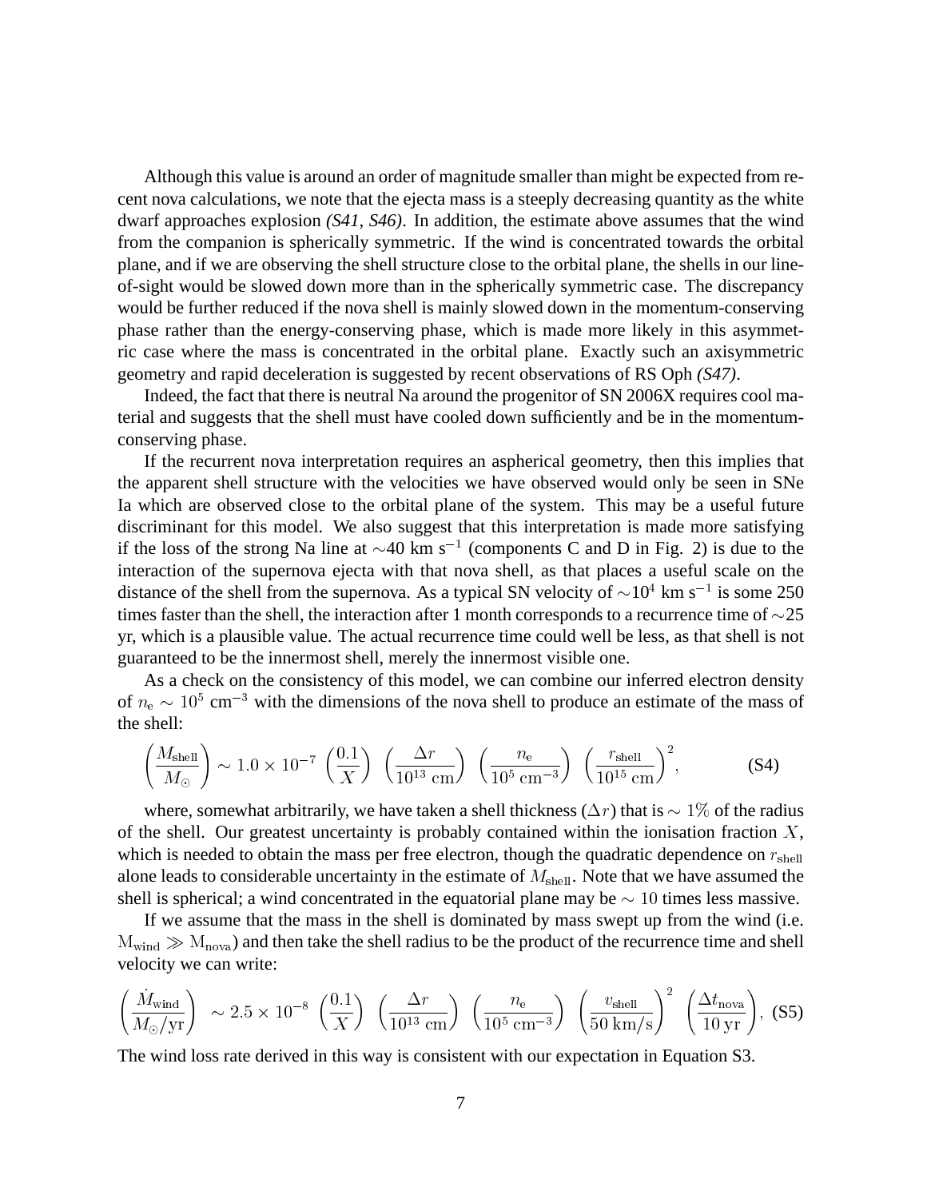Although this value is around an order of magnitude smaller than might be expected from recent nova calculations, we note that the ejecta mass is a steeply decreasing quantity as the white dwarf approaches explosion *(S41, S46)*. In addition, the estimate above assumes that the wind from the companion is spherically symmetric. If the wind is concentrated towards the orbital plane, and if we are observing the shell structure close to the orbital plane, the shells in our line-of-sight would be slowed down more than in the spherically symmetric case. The discrepancy would be further reduced if the nova shell is mainly slowed down in the momentum-conserving phase rather than the energy-conserving phase, which is made more likely in this asymmetric case where the mass is concentrated in the orbital plane. Exactly such an axisymmetric geometry and rapid deceleration is suggested by recent observations of RS Oph *(S47)*.

Indeed, the fact that there is neutral Na around the progenitor of SN 2006X requires cool material and suggests that the shell must have cooled down sufficiently and be in the momentum-conserving phase.

If the recurrent nova interpretation requires an aspherical geometry, then this implies that the apparent shell structure with the velocities we have observed would only be seen in SNe Ia which are observed close to the orbital plane of the system. This may be a useful future discriminant for this model. We also suggest that this interpretation is made more satisfying if the loss of the strong Na line at $\sim$40 km s$^{-1}$ (components C and D in Fig. 2) is due to the interaction of the supernova ejecta with that nova shell, as that places a useful scale on the distance of the shell from the supernova. As a typical SN velocity of $\sim$$10^4$ km s$^{-1}$ is some 250 times faster than the shell, the interaction after 1 month corresponds to a recurrence time of $\sim$25 yr, which is a plausible value. The actual recurrence time could well be less, as that shell is not guaranteed to be the innermost shell, merely the innermost visible one.

As a check on the consistency of this model, we can combine our inferred electron density of $n_{\rm e} \sim 10^5$ cm$^{-3}$ with the dimensions of the nova shell to produce an estimate of the mass of the shell:

$$\left(\frac{M_{\rm shell}}{M_\odot}\right) \sim 1.0 \times 10^{-7} \left(\frac{0.1}{X}\right) \left(\frac{\Delta r}{10^{13}\ {\rm cm}}\right) \left(\frac{n_{\rm e}}{10^5\ {\rm cm}^{-3}}\right) \left(\frac{r_{\rm shell}}{10^{15}\ {\rm cm}}\right)^2, \qquad \text{(S4)}$$

where, somewhat arbitrarily, we have taken a shell thickness ($\Delta r$) that is $\sim 1\%$ of the radius of the shell. Our greatest uncertainty is probably contained within the ionisation fraction $X$, which is needed to obtain the mass per free electron, though the quadratic dependence on $r_{\rm shell}$ alone leads to considerable uncertainty in the estimate of $M_{\rm shell}$. Note that we have assumed the shell is spherical; a wind concentrated in the equatorial plane may be $\sim 10$ times less massive.

If we assume that the mass in the shell is dominated by mass swept up from the wind (i.e. $\rm M_{wind} \gg M_{nova}$) and then take the shell radius to be the product of the recurrence time and shell velocity we can write:

$$\left(\frac{\dot{M}_{\rm wind}}{M_\odot/{\rm yr}}\right) \sim 2.5 \times 10^{-8} \left(\frac{0.1}{X}\right) \left(\frac{\Delta r}{10^{13}\ {\rm cm}}\right) \left(\frac{n_{\rm e}}{10^5\ {\rm cm}^{-3}}\right) \left(\frac{v_{\rm shell}}{50\ {\rm km/s}}\right)^2 \left(\frac{\Delta t_{\rm nova}}{10\ {\rm yr}}\right), \qquad \text{(S5)}$$

The wind loss rate derived in this way is consistent with our expectation in Equation S3.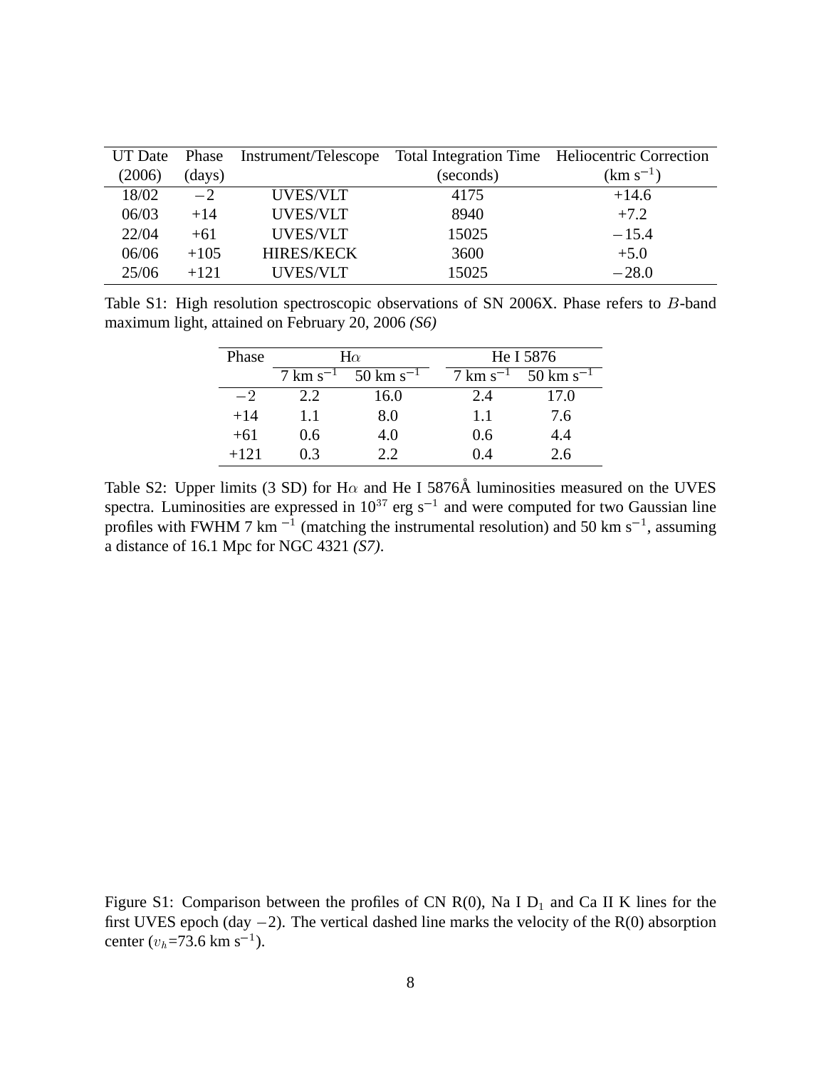| UT Date (2006) | Phase (days) | Instrument/Telescope | Total Integration Time (seconds) | Heliocentric Correction (km s$^{-1}$) |
|---|---|---|---|---|
| 18/02 | $-2$ | UVES/VLT | 4175 | +14.6 |
| 06/03 | +14 | UVES/VLT | 8940 | +7.2 |
| 22/04 | +61 | UVES/VLT | 15025 | $-15.4$ |
| 06/06 | +105 | HIRES/KECK | 3600 | +5.0 |
| 25/06 | +121 | UVES/VLT | 15025 | $-28.0$ |

Table S1: High resolution spectroscopic observations of SN 2006X. Phase refers to $B$-band maximum light, attained on February 20, 2006 *(S6)*

| Phase | H$\alpha$ | | He I 5876 | |
|---|---|---|---|---|
| | 7 km s$^{-1}$ | 50 km s$^{-1}$ | 7 km s$^{-1}$ | 50 km s$^{-1}$ |
| $-2$ | 2.2 | 16.0 | 2.4 | 17.0 |
| +14 | 1.1 | 8.0 | 1.1 | 7.6 |
| +61 | 0.6 | 4.0 | 0.6 | 4.4 |
| +121 | 0.3 | 2.2 | 0.4 | 2.6 |

Table S2: Upper limits (3 SD) for H$\alpha$ and He I 5876Å luminosities measured on the UVES spectra. Luminosities are expressed in $10^{37}$ erg s$^{-1}$ and were computed for two Gaussian line profiles with FWHM 7 km $^{-1}$ (matching the instrumental resolution) and 50 km s$^{-1}$, assuming a distance of 16.1 Mpc for NGC 4321 *(S7)*.

Figure S1: Comparison between the profiles of CN R(0), Na I $D_1$ and Ca II K lines for the first UVES epoch (day $-2$). The vertical dashed line marks the velocity of the R(0) absorption center ($v_h$=73.6 km s$^{-1}$).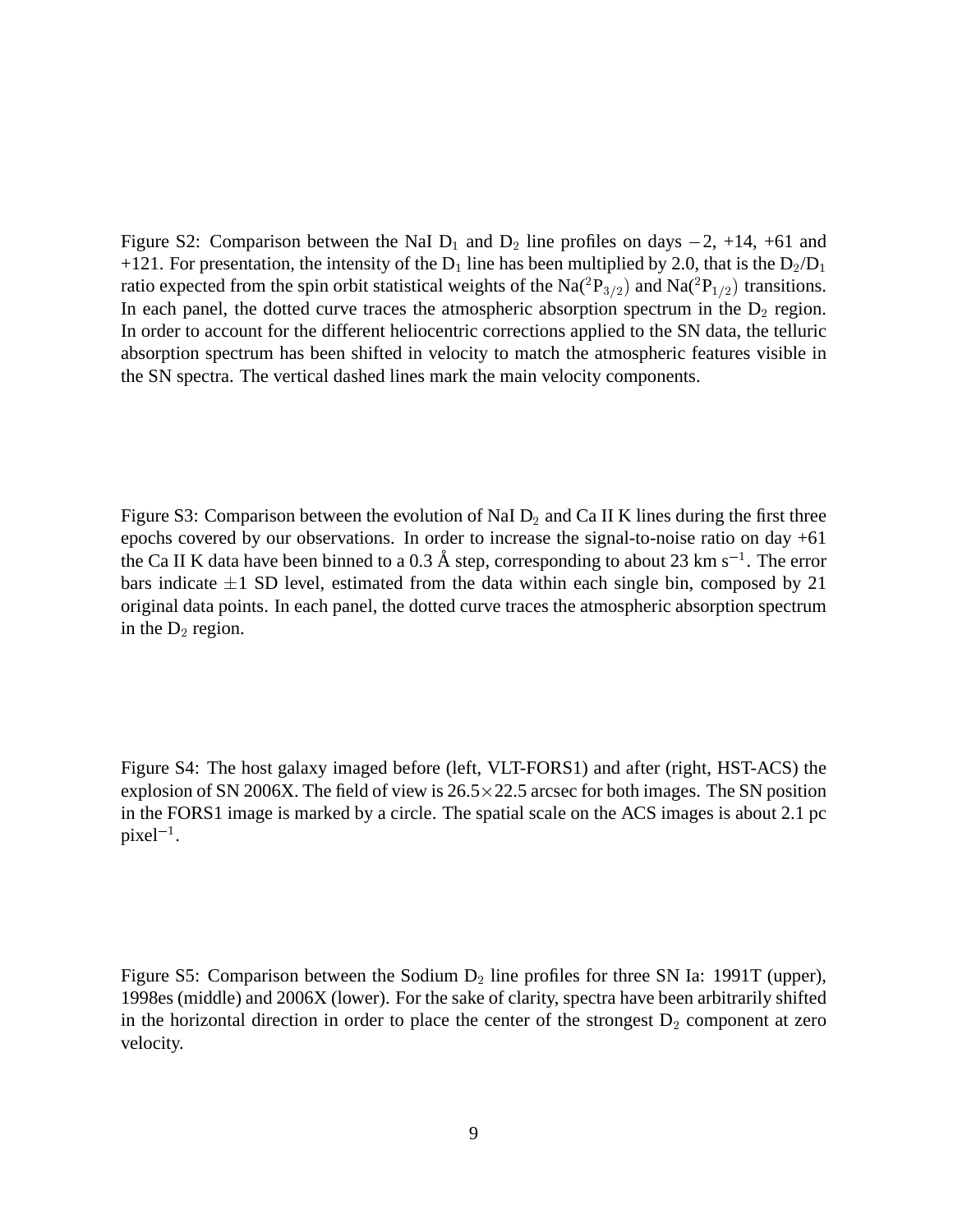Figure S2: Comparison between the NaI $D_1$ and $D_2$ line profiles on days $-2$, +14, +61 and +121. For presentation, the intensity of the $D_1$ line has been multiplied by 2.0, that is the $D_2/D_1$ ratio expected from the spin orbit statistical weights of the Na($^2P_{3/2}$) and Na($^2P_{1/2}$) transitions. In each panel, the dotted curve traces the atmospheric absorption spectrum in the $D_2$ region. In order to account for the different heliocentric corrections applied to the SN data, the telluric absorption spectrum has been shifted in velocity to match the atmospheric features visible in the SN spectra. The vertical dashed lines mark the main velocity components.

Figure S3: Comparison between the evolution of NaI $D_2$ and Ca II K lines during the first three epochs covered by our observations. In order to increase the signal-to-noise ratio on day +61 the Ca II K data have been binned to a 0.3 Å step, corresponding to about 23 km s$^{-1}$. The error bars indicate $\pm 1$ SD level, estimated from the data within each single bin, composed by 21 original data points. In each panel, the dotted curve traces the atmospheric absorption spectrum in the $D_2$ region.

Figure S4: The host galaxy imaged before (left, VLT-FORS1) and after (right, HST-ACS) the explosion of SN 2006X. The field of view is $26.5 \times 22.5$ arcsec for both images. The SN position in the FORS1 image is marked by a circle. The spatial scale on the ACS images is about 2.1 pc pixel$^{-1}$.

Figure S5: Comparison between the Sodium $D_2$ line profiles for three SN Ia: 1991T (upper), 1998es (middle) and 2006X (lower). For the sake of clarity, spectra have been arbitrarily shifted in the horizontal direction in order to place the center of the strongest $D_2$ component at zero velocity.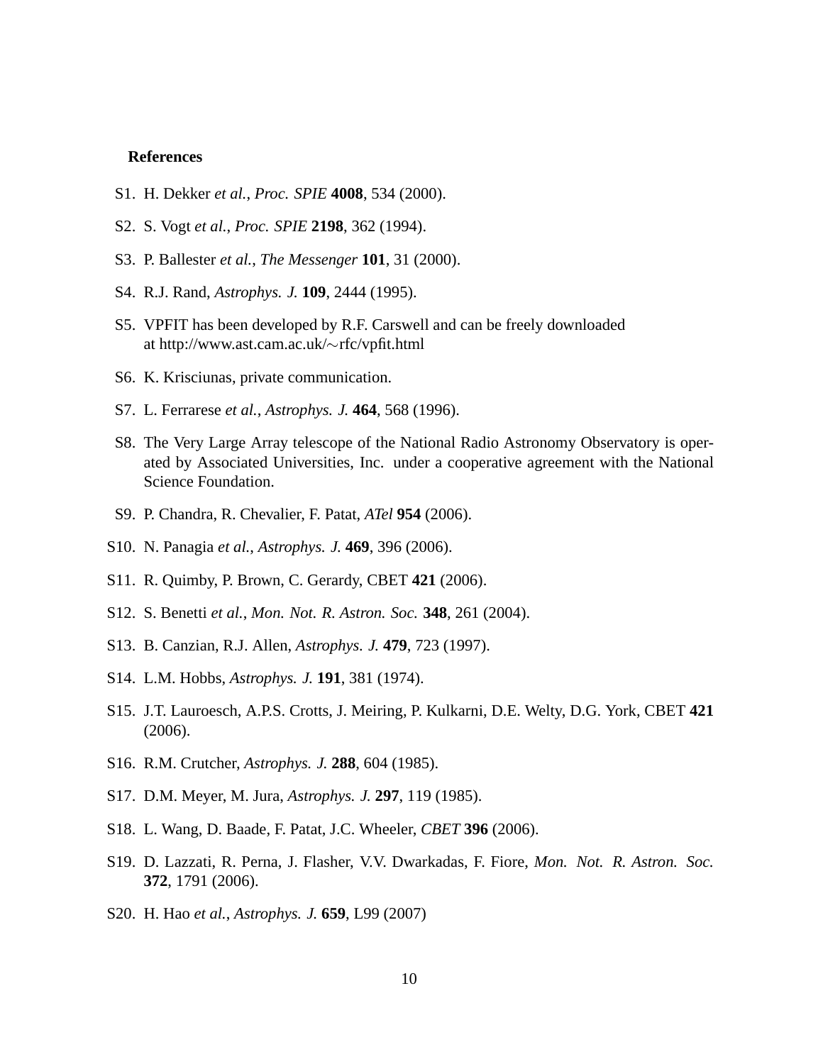**References**

S1. H. Dekker *et al., Proc. SPIE* **4008**, 534 (2000).

S2. S. Vogt *et al., Proc. SPIE* **2198**, 362 (1994).

S3. P. Ballester *et al.*, *The Messenger* **101**, 31 (2000).

S4. R.J. Rand, *Astrophys. J.* **109**, 2444 (1995).

S5. VPFIT has been developed by R.F. Carswell and can be freely downloaded at http://www.ast.cam.ac.uk/∼rfc/vpfit.html

S6. K. Krisciunas, private communication.

S7. L. Ferrarese *et al.*, *Astrophys. J.* **464**, 568 (1996).

S8. The Very Large Array telescope of the National Radio Astronomy Observatory is operated by Associated Universities, Inc. under a cooperative agreement with the National Science Foundation.

S9. P. Chandra, R. Chevalier, F. Patat, *ATel* **954** (2006).

S10. N. Panagia *et al.*, *Astrophys. J.* **469**, 396 (2006).

S11. R. Quimby, P. Brown, C. Gerardy, CBET **421** (2006).

S12. S. Benetti *et al.*, *Mon. Not. R. Astron. Soc.* **348**, 261 (2004).

S13. B. Canzian, R.J. Allen, *Astrophys. J.* **479**, 723 (1997).

S14. L.M. Hobbs, *Astrophys. J.* **191**, 381 (1974).

S15. J.T. Lauroesch, A.P.S. Crotts, J. Meiring, P. Kulkarni, D.E. Welty, D.G. York, CBET **421** (2006).

S16. R.M. Crutcher, *Astrophys. J.* **288**, 604 (1985).

S17. D.M. Meyer, M. Jura, *Astrophys. J.* **297**, 119 (1985).

S18. L. Wang, D. Baade, F. Patat, J.C. Wheeler, *CBET* **396** (2006).

S19. D. Lazzati, R. Perna, J. Flasher, V.V. Dwarkadas, F. Fiore, *Mon. Not. R. Astron. Soc.* **372**, 1791 (2006).

S20. H. Hao *et al.*, *Astrophys. J.* **659**, L99 (2007)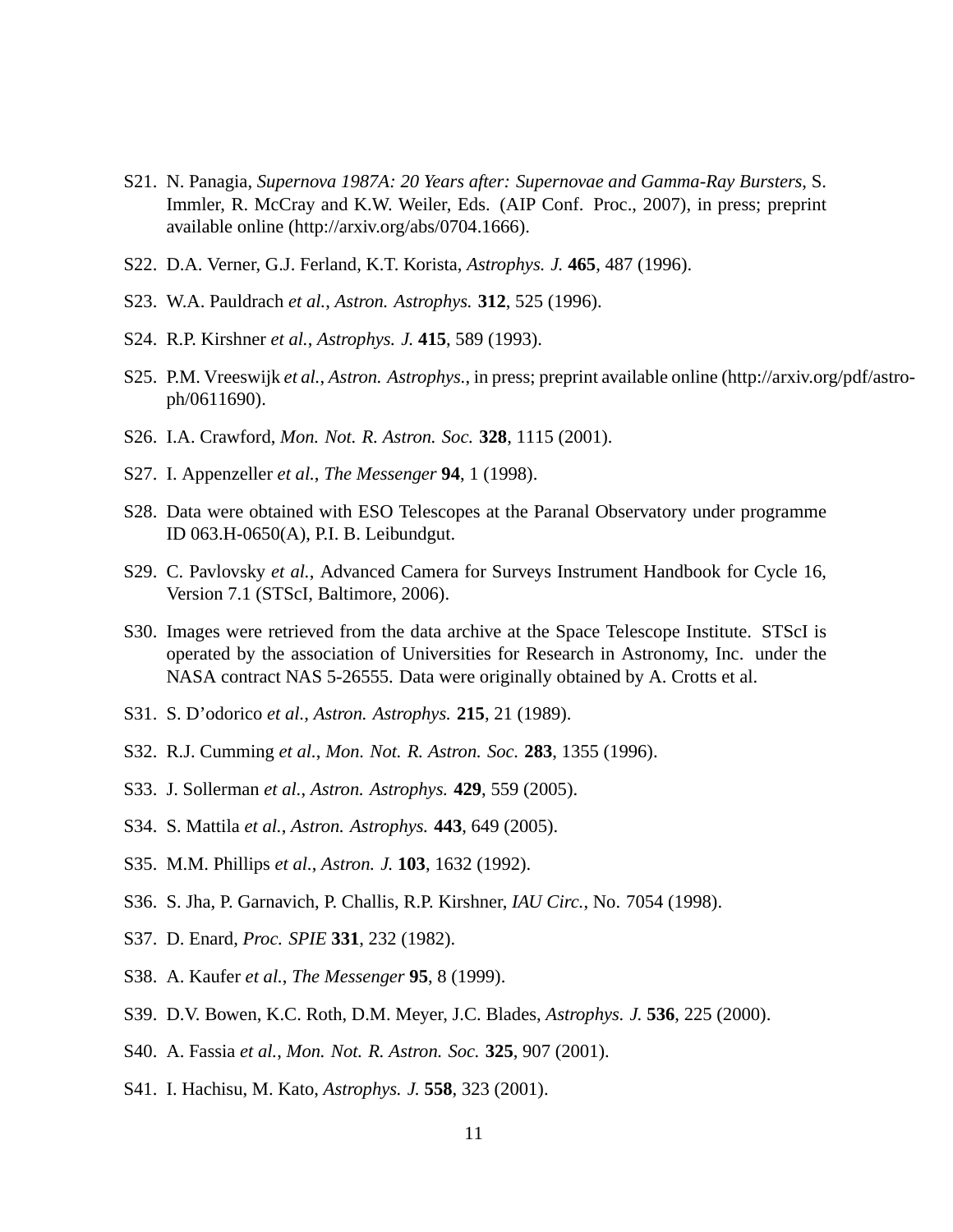S21. N. Panagia, *Supernova 1987A: 20 Years after: Supernovae and Gamma-Ray Bursters*, S. Immler, R. McCray and K.W. Weiler, Eds. (AIP Conf. Proc., 2007), in press; preprint available online (http://arxiv.org/abs/0704.1666).

S22. D.A. Verner, G.J. Ferland, K.T. Korista, *Astrophys. J.* **465**, 487 (1996).

S23. W.A. Pauldrach *et al.*, *Astron. Astrophys.* **312**, 525 (1996).

S24. R.P. Kirshner *et al.*, *Astrophys. J.* **415**, 589 (1993).

S25. P.M. Vreeswijk *et al.*, *Astron. Astrophys.*, in press; preprint available online (http://arxiv.org/pdf/astro-ph/0611690).

S26. I.A. Crawford, *Mon. Not. R. Astron. Soc.* **328**, 1115 (2001).

S27. I. Appenzeller *et al.*, *The Messenger* **94**, 1 (1998).

S28. Data were obtained with ESO Telescopes at the Paranal Observatory under programme ID 063.H-0650(A), P.I. B. Leibundgut.

S29. C. Pavlovsky *et al.*, Advanced Camera for Surveys Instrument Handbook for Cycle 16, Version 7.1 (STScI, Baltimore, 2006).

S30. Images were retrieved from the data archive at the Space Telescope Institute. STScI is operated by the association of Universities for Research in Astronomy, Inc. under the NASA contract NAS 5-26555. Data were originally obtained by A. Crotts et al.

S31. S. D'odorico *et al.*, *Astron. Astrophys.* **215**, 21 (1989).

S32. R.J. Cumming *et al.*, *Mon. Not. R. Astron. Soc.* **283**, 1355 (1996).

S33. J. Sollerman *et al.*, *Astron. Astrophys.* **429**, 559 (2005).

S34. S. Mattila *et al.*, *Astron. Astrophys.* **443**, 649 (2005).

S35. M.M. Phillips *et al.*, *Astron. J.* **103**, 1632 (1992).

S36. S. Jha, P. Garnavich, P. Challis, R.P. Kirshner, *IAU Circ.*, No. 7054 (1998).

S37. D. Enard, *Proc. SPIE* **331**, 232 (1982).

S38. A. Kaufer *et al.*, *The Messenger* **95**, 8 (1999).

S39. D.V. Bowen, K.C. Roth, D.M. Meyer, J.C. Blades, *Astrophys. J.* **536**, 225 (2000).

S40. A. Fassia *et al.*, *Mon. Not. R. Astron. Soc.* **325**, 907 (2001).

S41. I. Hachisu, M. Kato, *Astrophys. J.* **558**, 323 (2001).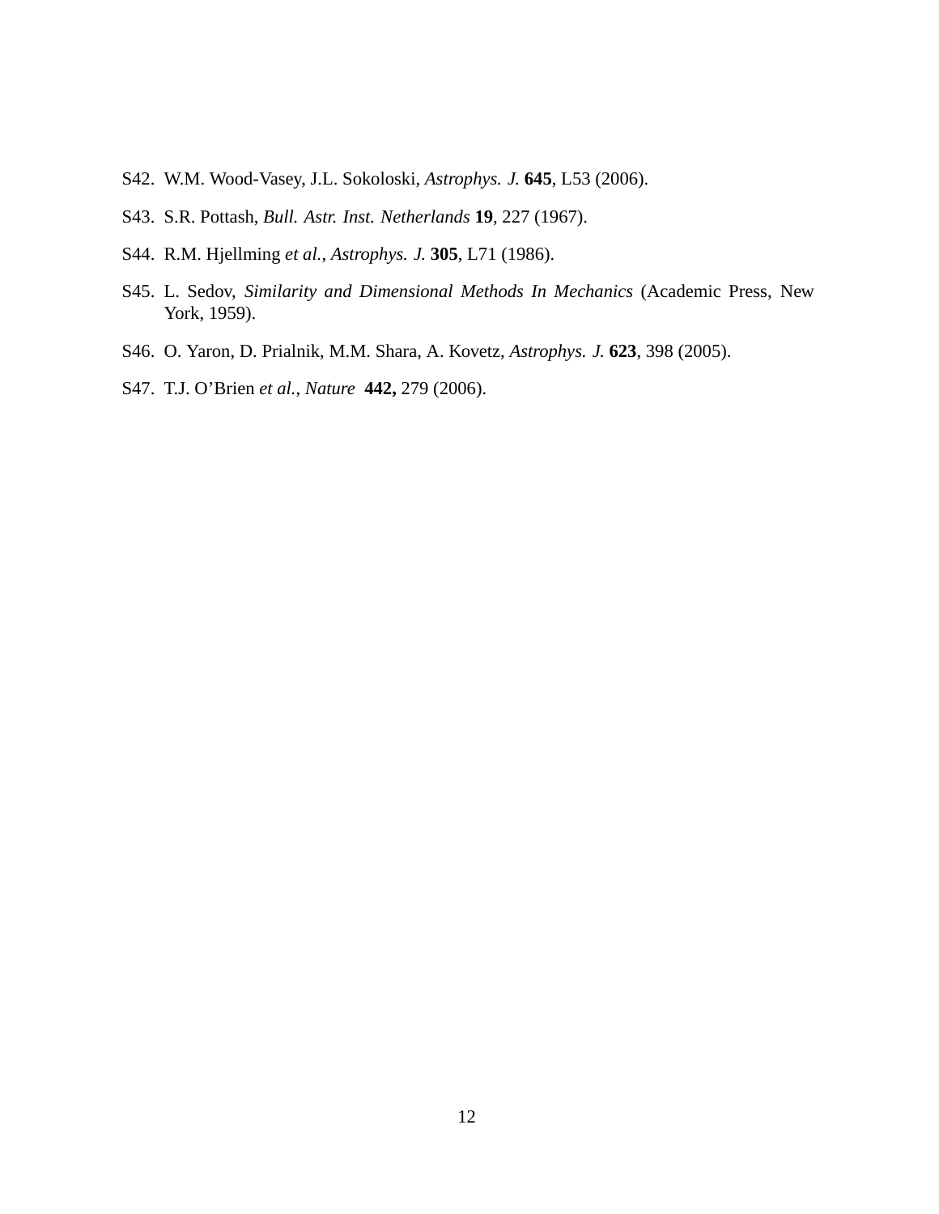S42. W.M. Wood-Vasey, J.L. Sokoloski, *Astrophys. J.* **645**, L53 (2006).

S43. S.R. Pottash, *Bull. Astr. Inst. Netherlands* **19**, 227 (1967).

S44. R.M. Hjellming *et al.*, *Astrophys. J.* **305**, L71 (1986).

S45. L. Sedov, *Similarity and Dimensional Methods In Mechanics* (Academic Press, New York, 1959).

S46. O. Yaron, D. Prialnik, M.M. Shara, A. Kovetz, *Astrophys. J.* **623**, 398 (2005).

S47. T.J. O'Brien *et al.*, *Nature* **442,** 279 (2006).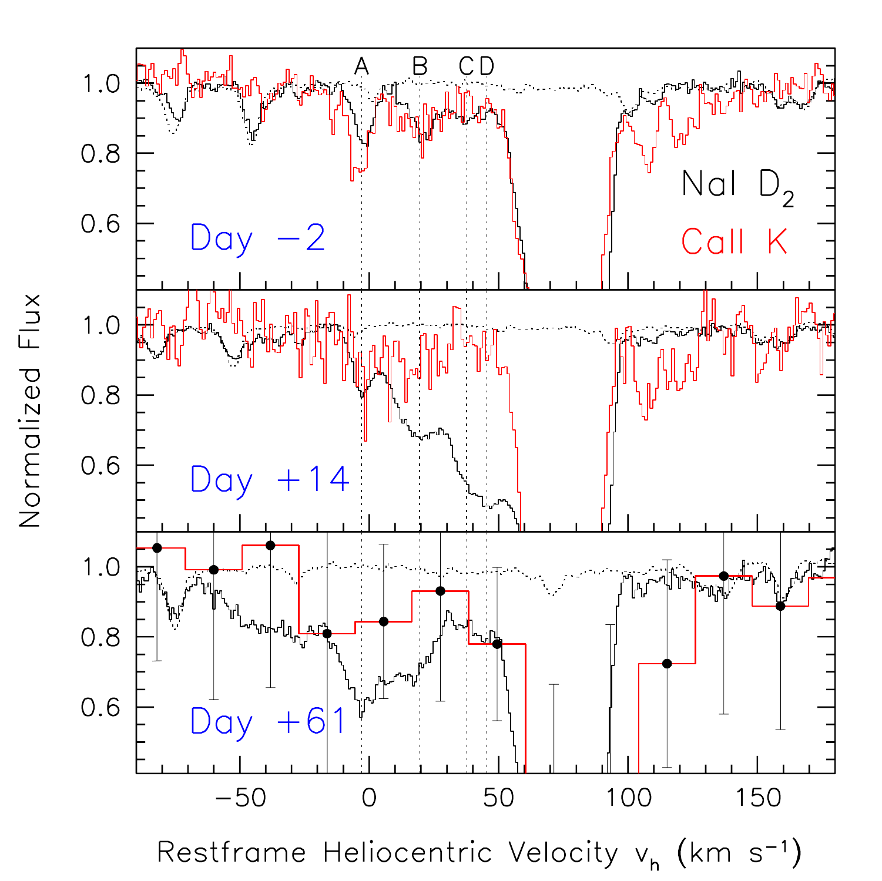A B C D

Na I $D_2$

Ca II K

Day −2

Day +14

Day +61

Normalized Flux

Restframe Heliocentric Velocity $v_h$ (km $s^{-1}$)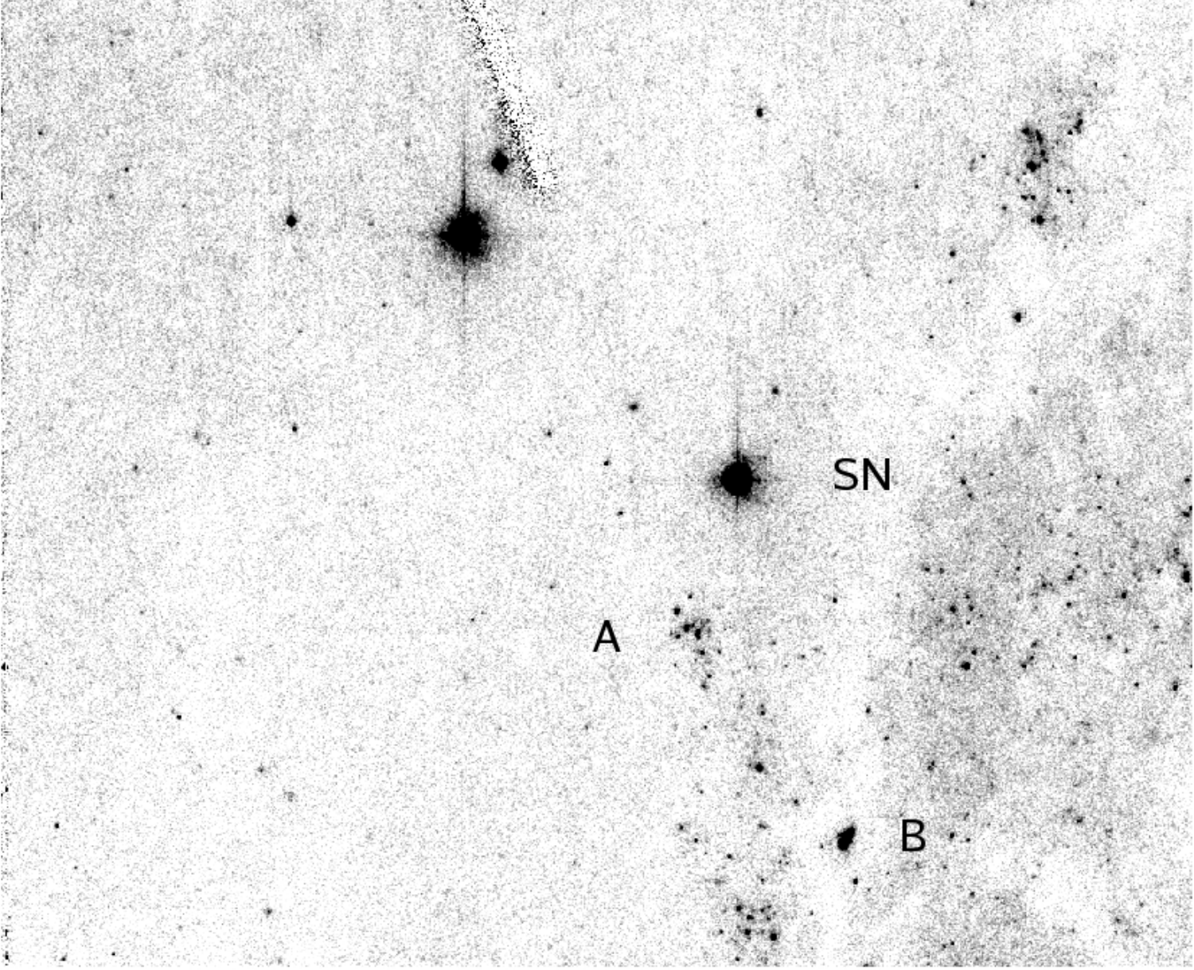SN

A

B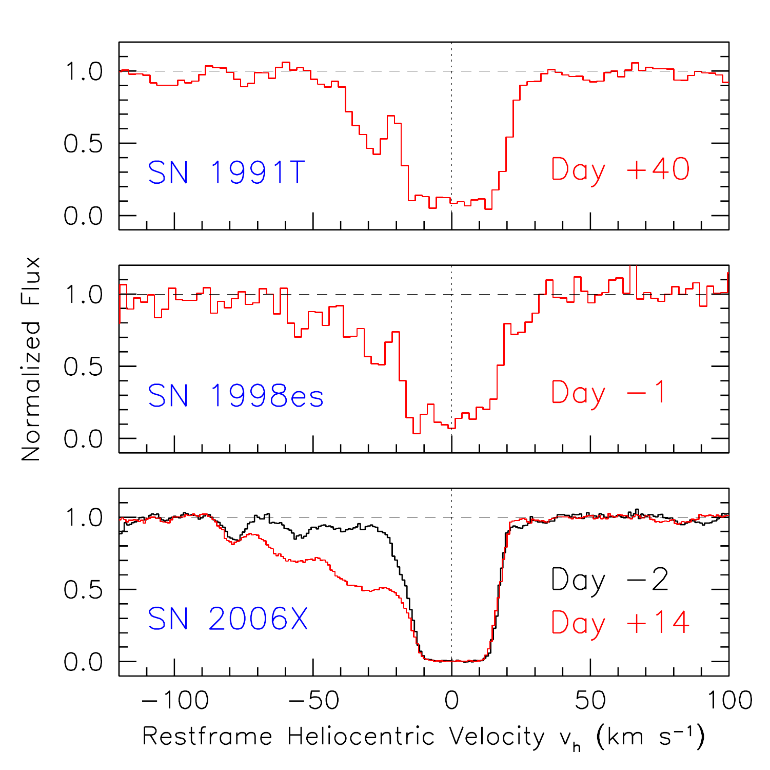1.0
0.5
0.0
SN 1991T
Day +40

Normalized Flux

1.0
0.5
0.0
SN 1998es
Day −1

1.0
0.5
0.0
SN 2006X
Day −2
Day +14

−100
−50
0
50
100

Restframe Heliocentric Velocity $v_h$ (km s$^{-1}$)